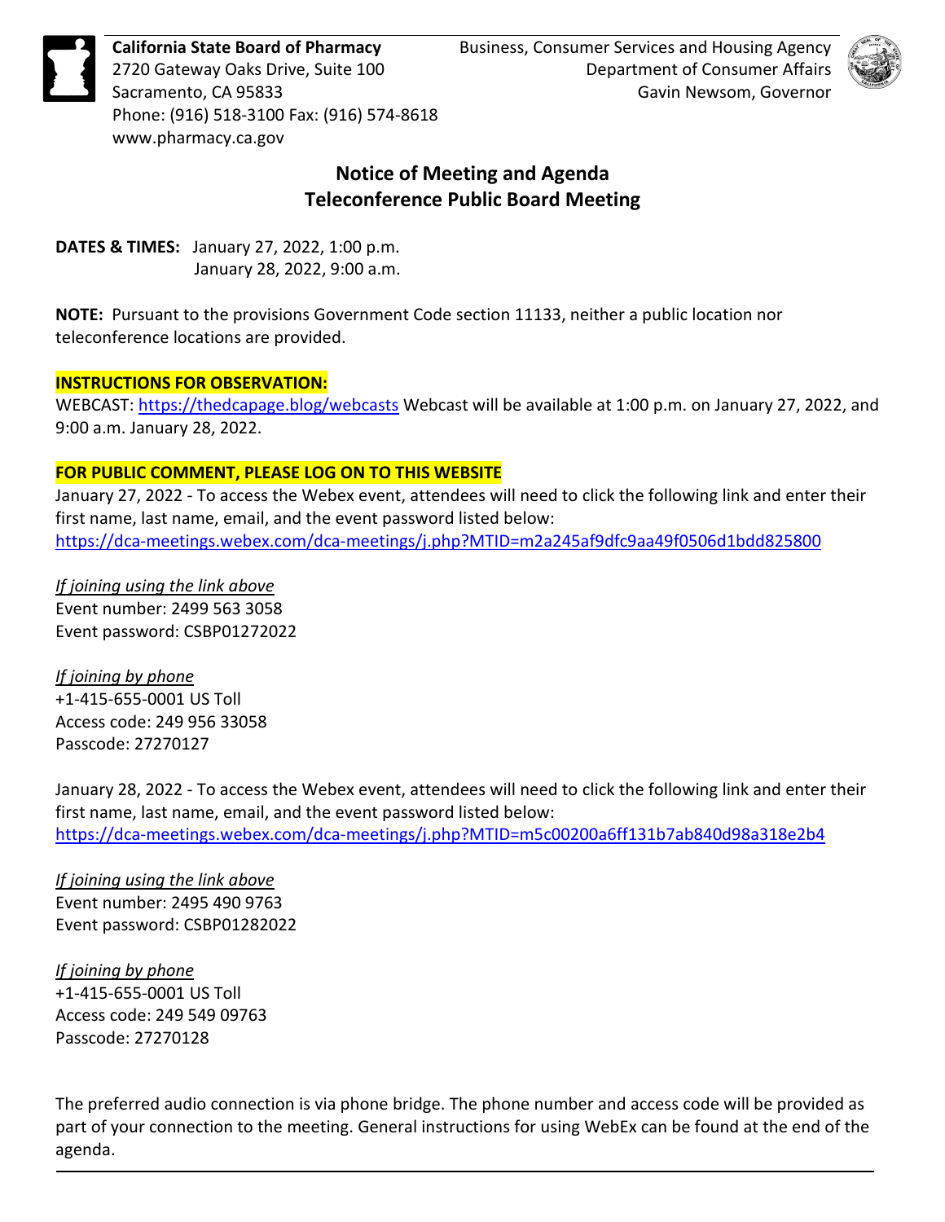**California State Board of Pharmacy**
2720 Gateway Oaks Drive, Suite 100
Sacramento, CA 95833
Phone: (916) 518-3100 Fax: (916) 574-8618
www.pharmacy.ca.gov

Business, Consumer Services and Housing Agency
Department of Consumer Affairs
Gavin Newsom, Governor

# Notice of Meeting and Agenda
## Teleconference Public Board Meeting

**DATES & TIMES:** January 27, 2022, 1:00 p.m.
January 28, 2022, 9:00 a.m.

**NOTE:** Pursuant to the provisions Government Code section 11133, neither a public location nor teleconference locations are provided.

**INSTRUCTIONS FOR OBSERVATION:**

WEBCAST: https://thedcapage.blog/webcasts Webcast will be available at 1:00 p.m. on January 27, 2022, and 9:00 a.m. January 28, 2022.

**FOR PUBLIC COMMENT, PLEASE LOG ON TO THIS WEBSITE**

January 27, 2022 - To access the Webex event, attendees will need to click the following link and enter their first name, last name, email, and the event password listed below:
https://dca-meetings.webex.com/dca-meetings/j.php?MTID=m2a245af9dfc9aa49f0506d1bdd825800

*If joining using the link above*
Event number: 2499 563 3058
Event password: CSBP01272022

*If joining by phone*
+1-415-655-0001 US Toll
Access code: 249 956 33058
Passcode: 27270127

January 28, 2022 - To access the Webex event, attendees will need to click the following link and enter their first name, last name, email, and the event password listed below:
https://dca-meetings.webex.com/dca-meetings/j.php?MTID=m5c00200a6ff131b7ab840d98a318e2b4

*If joining using the link above*
Event number: 2495 490 9763
Event password: CSBP01282022

*If joining by phone*
+1-415-655-0001 US Toll
Access code: 249 549 09763
Passcode: 27270128

The preferred audio connection is via phone bridge. The phone number and access code will be provided as part of your connection to the meeting. General instructions for using WebEx can be found at the end of the agenda.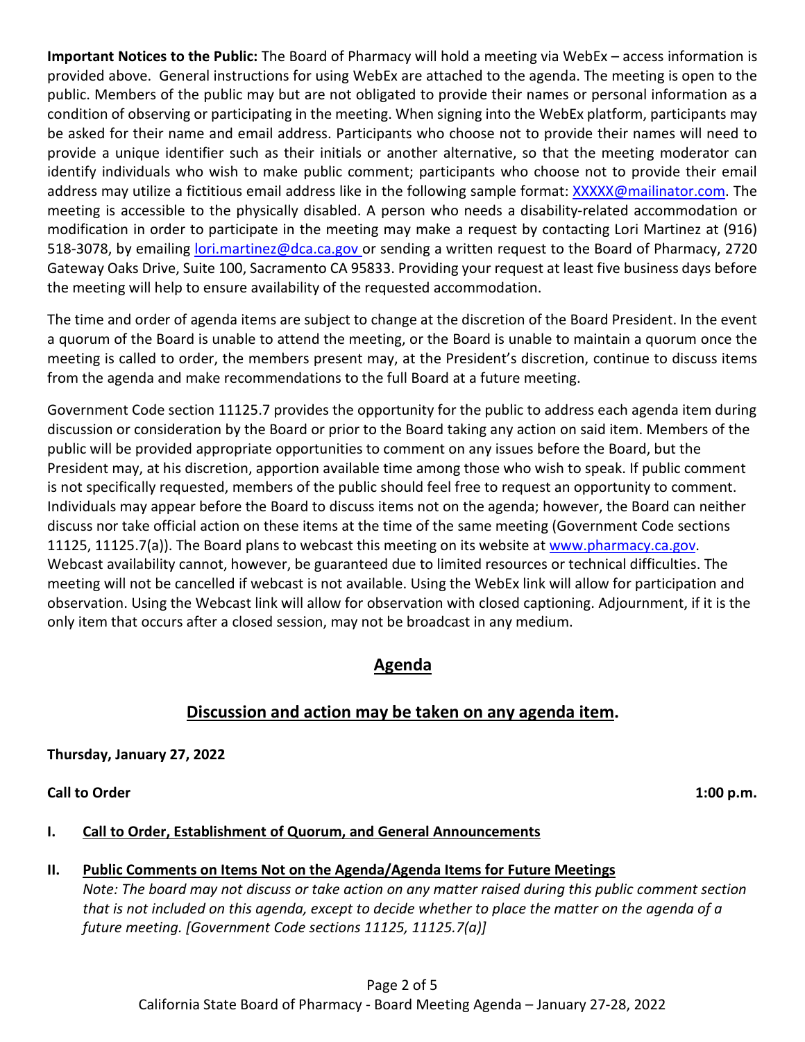**Important Notices to the Public:** The Board of Pharmacy will hold a meeting via WebEx – access information is provided above. General instructions for using WebEx are attached to the agenda. The meeting is open to the public. Members of the public may but are not obligated to provide their names or personal information as a condition of observing or participating in the meeting. When signing into the WebEx platform, participants may be asked for their name and email address. Participants who choose not to provide their names will need to provide a unique identifier such as their initials or another alternative, so that the meeting moderator can identify individuals who wish to make public comment; participants who choose not to provide their email address may utilize a fictitious email address like in the following sample format: XXXXX@mailinator.com. The meeting is accessible to the physically disabled. A person who needs a disability-related accommodation or modification in order to participate in the meeting may make a request by contacting Lori Martinez at (916) 518-3078, by emailing lori.martinez@dca.ca.gov or sending a written request to the Board of Pharmacy, 2720 Gateway Oaks Drive, Suite 100, Sacramento CA 95833. Providing your request at least five business days before the meeting will help to ensure availability of the requested accommodation.

The time and order of agenda items are subject to change at the discretion of the Board President. In the event a quorum of the Board is unable to attend the meeting, or the Board is unable to maintain a quorum once the meeting is called to order, the members present may, at the President's discretion, continue to discuss items from the agenda and make recommendations to the full Board at a future meeting.

Government Code section 11125.7 provides the opportunity for the public to address each agenda item during discussion or consideration by the Board or prior to the Board taking any action on said item. Members of the public will be provided appropriate opportunities to comment on any issues before the Board, but the President may, at his discretion, apportion available time among those who wish to speak. If public comment is not specifically requested, members of the public should feel free to request an opportunity to comment. Individuals may appear before the Board to discuss items not on the agenda; however, the Board can neither discuss nor take official action on these items at the time of the same meeting (Government Code sections 11125, 11125.7(a)). The Board plans to webcast this meeting on its website at www.pharmacy.ca.gov. Webcast availability cannot, however, be guaranteed due to limited resources or technical difficulties. The meeting will not be cancelled if webcast is not available. Using the WebEx link will allow for participation and observation. Using the Webcast link will allow for observation with closed captioning. Adjournment, if it is the only item that occurs after a closed session, may not be broadcast in any medium.

## Agenda

## Discussion and action may be taken on any agenda item.

**Thursday, January 27, 2022**

**Call to Order** **1:00 p.m.**

**I. Call to Order, Establishment of Quorum, and General Announcements**

**II. Public Comments on Items Not on the Agenda/Agenda Items for Future Meetings**

*Note: The board may not discuss or take action on any matter raised during this public comment section that is not included on this agenda, except to decide whether to place the matter on the agenda of a future meeting. [Government Code sections 11125, 11125.7(a)]*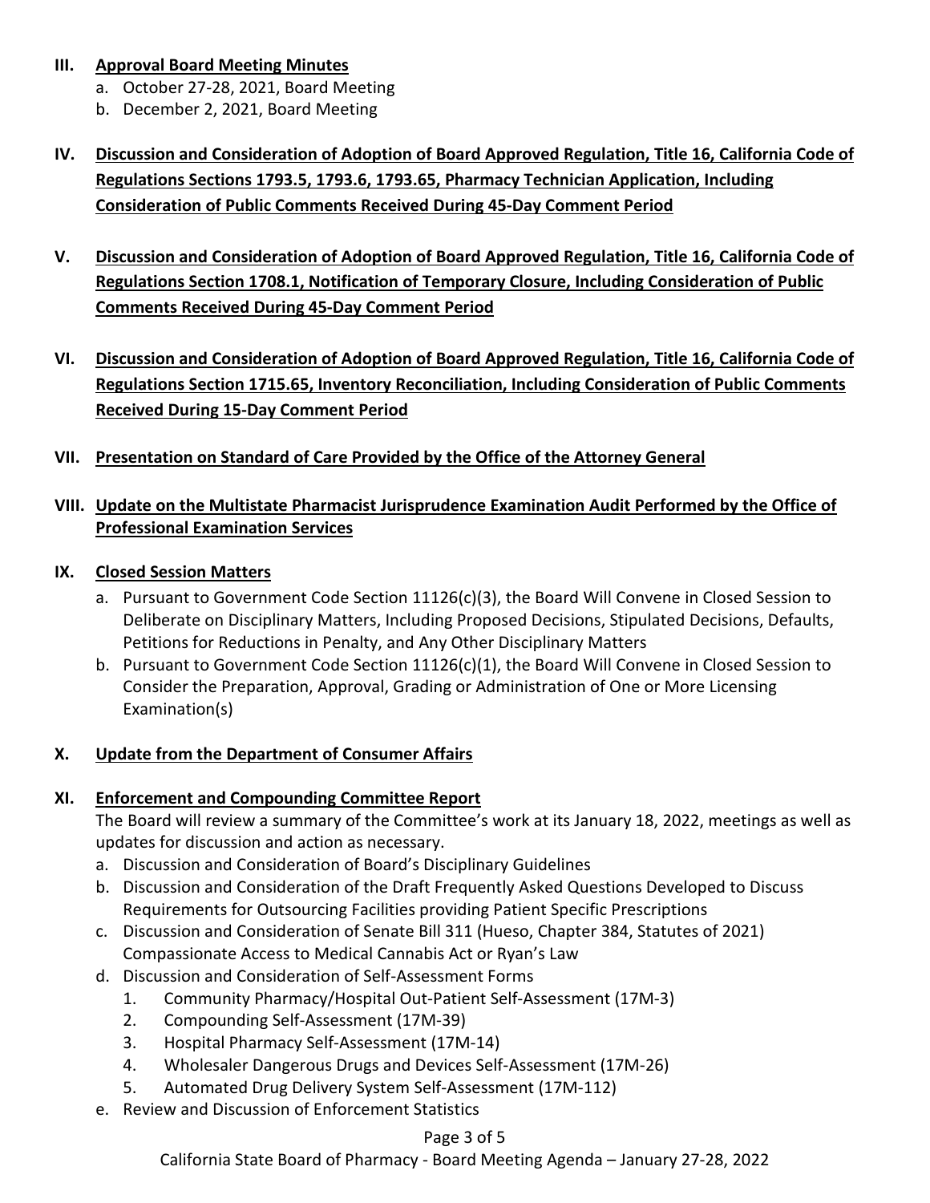**III. Approval Board Meeting Minutes**

a. October 27-28, 2021, Board Meeting
b. December 2, 2021, Board Meeting

**IV. Discussion and Consideration of Adoption of Board Approved Regulation, Title 16, California Code of Regulations Sections 1793.5, 1793.6, 1793.65, Pharmacy Technician Application, Including Consideration of Public Comments Received During 45-Day Comment Period**

**V. Discussion and Consideration of Adoption of Board Approved Regulation, Title 16, California Code of Regulations Section 1708.1, Notification of Temporary Closure, Including Consideration of Public Comments Received During 45-Day Comment Period**

**VI. Discussion and Consideration of Adoption of Board Approved Regulation, Title 16, California Code of Regulations Section 1715.65, Inventory Reconciliation, Including Consideration of Public Comments Received During 15-Day Comment Period**

**VII. Presentation on Standard of Care Provided by the Office of the Attorney General**

**VIII. Update on the Multistate Pharmacist Jurisprudence Examination Audit Performed by the Office of Professional Examination Services**

**IX. Closed Session Matters**

a. Pursuant to Government Code Section 11126(c)(3), the Board Will Convene in Closed Session to Deliberate on Disciplinary Matters, Including Proposed Decisions, Stipulated Decisions, Defaults, Petitions for Reductions in Penalty, and Any Other Disciplinary Matters
b. Pursuant to Government Code Section 11126(c)(1), the Board Will Convene in Closed Session to Consider the Preparation, Approval, Grading or Administration of One or More Licensing Examination(s)

**X. Update from the Department of Consumer Affairs**

**XI. Enforcement and Compounding Committee Report**

The Board will review a summary of the Committee's work at its January 18, 2022, meetings as well as updates for discussion and action as necessary.

a. Discussion and Consideration of Board's Disciplinary Guidelines
b. Discussion and Consideration of the Draft Frequently Asked Questions Developed to Discuss Requirements for Outsourcing Facilities providing Patient Specific Prescriptions
c. Discussion and Consideration of Senate Bill 311 (Hueso, Chapter 384, Statutes of 2021) Compassionate Access to Medical Cannabis Act or Ryan's Law
d. Discussion and Consideration of Self-Assessment Forms
   1. Community Pharmacy/Hospital Out-Patient Self-Assessment (17M-3)
   2. Compounding Self-Assessment (17M-39)
   3. Hospital Pharmacy Self-Assessment (17M-14)
   4. Wholesaler Dangerous Drugs and Devices Self-Assessment (17M-26)
   5. Automated Drug Delivery System Self-Assessment (17M-112)
e. Review and Discussion of Enforcement Statistics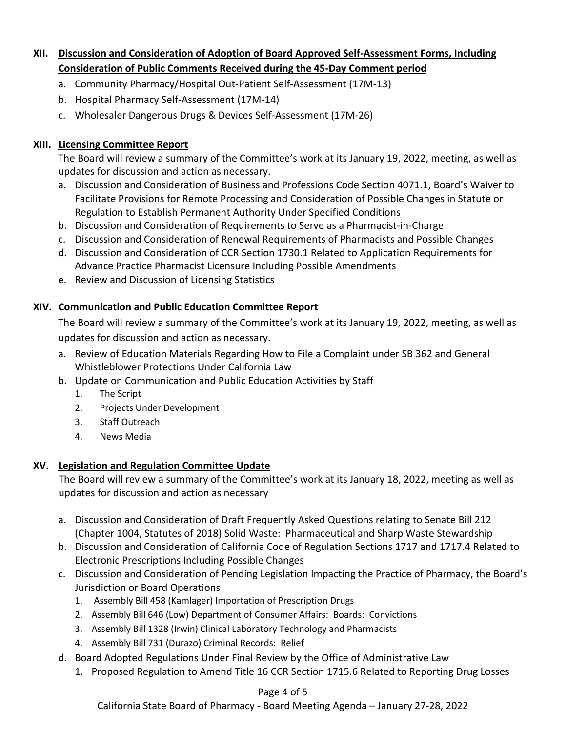## XII. Discussion and Consideration of Adoption of Board Approved Self-Assessment Forms, Including Consideration of Public Comments Received during the 45-Day Comment period

a. Community Pharmacy/Hospital Out-Patient Self-Assessment (17M-13)
b. Hospital Pharmacy Self-Assessment (17M-14)
c. Wholesaler Dangerous Drugs & Devices Self-Assessment (17M-26)

## XIII. Licensing Committee Report

The Board will review a summary of the Committee's work at its January 19, 2022, meeting, as well as updates for discussion and action as necessary.

a. Discussion and Consideration of Business and Professions Code Section 4071.1, Board's Waiver to Facilitate Provisions for Remote Processing and Consideration of Possible Changes in Statute or Regulation to Establish Permanent Authority Under Specified Conditions
b. Discussion and Consideration of Requirements to Serve as a Pharmacist-in-Charge
c. Discussion and Consideration of Renewal Requirements of Pharmacists and Possible Changes
d. Discussion and Consideration of CCR Section 1730.1 Related to Application Requirements for Advance Practice Pharmacist Licensure Including Possible Amendments
e. Review and Discussion of Licensing Statistics

## XIV. Communication and Public Education Committee Report

The Board will review a summary of the Committee's work at its January 19, 2022, meeting, as well as updates for discussion and action as necessary.

a. Review of Education Materials Regarding How to File a Complaint under SB 362 and General Whistleblower Protections Under California Law
b. Update on Communication and Public Education Activities by Staff
   1. The Script
   2. Projects Under Development
   3. Staff Outreach
   4. News Media

## XV. Legislation and Regulation Committee Update

The Board will review a summary of the Committee's work at its January 18, 2022, meeting as well as updates for discussion and action as necessary

a. Discussion and Consideration of Draft Frequently Asked Questions relating to Senate Bill 212 (Chapter 1004, Statutes of 2018) Solid Waste: Pharmaceutical and Sharp Waste Stewardship
b. Discussion and Consideration of California Code of Regulation Sections 1717 and 1717.4 Related to Electronic Prescriptions Including Possible Changes
c. Discussion and Consideration of Pending Legislation Impacting the Practice of Pharmacy, the Board's Jurisdiction or Board Operations
   1. Assembly Bill 458 (Kamlager) Importation of Prescription Drugs
   2. Assembly Bill 646 (Low) Department of Consumer Affairs: Boards: Convictions
   3. Assembly Bill 1328 (Irwin) Clinical Laboratory Technology and Pharmacists
   4. Assembly Bill 731 (Durazo) Criminal Records: Relief
d. Board Adopted Regulations Under Final Review by the Office of Administrative Law
   1. Proposed Regulation to Amend Title 16 CCR Section 1715.6 Related to Reporting Drug Losses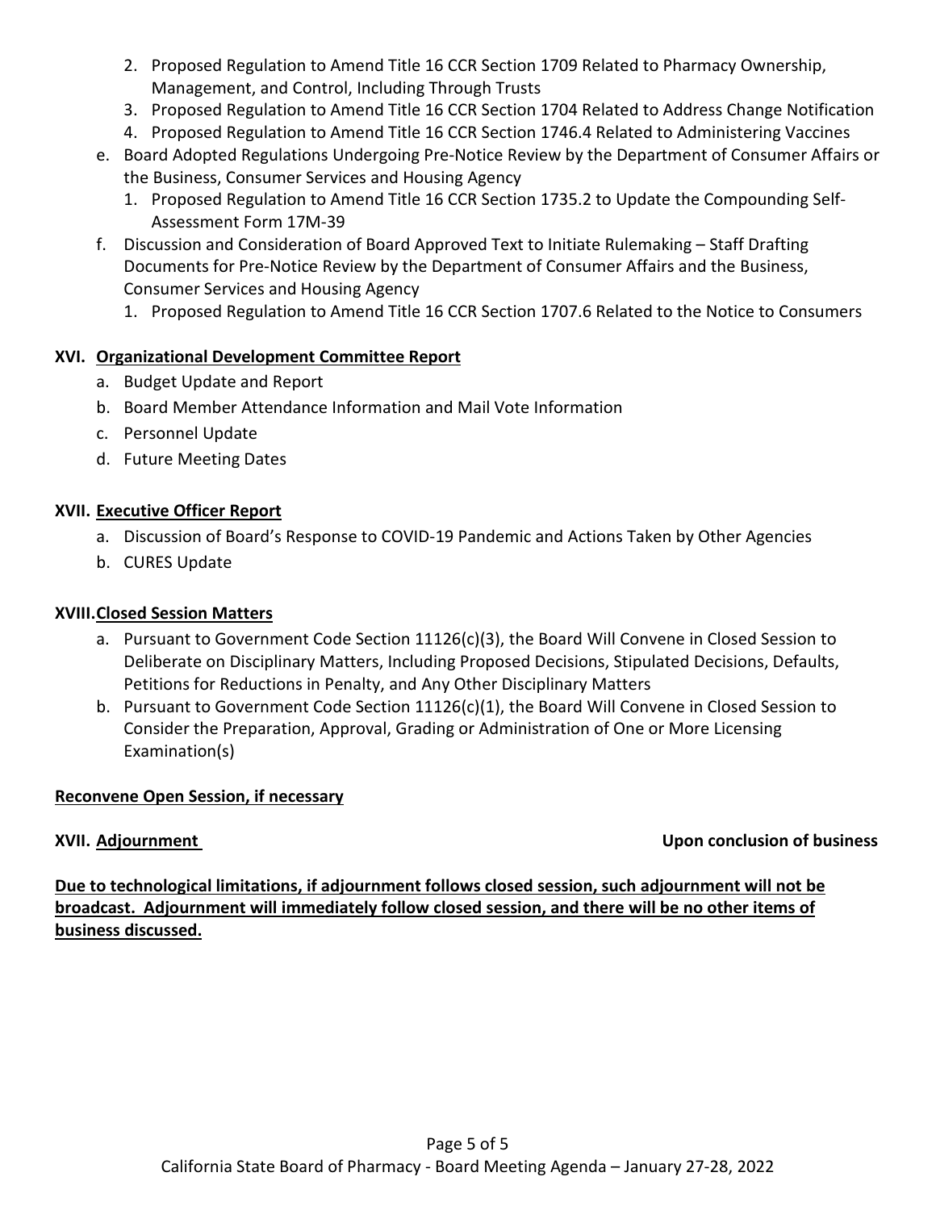2. Proposed Regulation to Amend Title 16 CCR Section 1709 Related to Pharmacy Ownership, Management, and Control, Including Through Trusts
   3. Proposed Regulation to Amend Title 16 CCR Section 1704 Related to Address Change Notification
   4. Proposed Regulation to Amend Title 16 CCR Section 1746.4 Related to Administering Vaccines

e. Board Adopted Regulations Undergoing Pre-Notice Review by the Department of Consumer Affairs or the Business, Consumer Services and Housing Agency
   1. Proposed Regulation to Amend Title 16 CCR Section 1735.2 to Update the Compounding Self-Assessment Form 17M-39

f. Discussion and Consideration of Board Approved Text to Initiate Rulemaking – Staff Drafting Documents for Pre-Notice Review by the Department of Consumer Affairs and the Business, Consumer Services and Housing Agency
   1. Proposed Regulation to Amend Title 16 CCR Section 1707.6 Related to the Notice to Consumers

**XVI. Organizational Development Committee Report**

a. Budget Update and Report
b. Board Member Attendance Information and Mail Vote Information
c. Personnel Update
d. Future Meeting Dates

**XVII. Executive Officer Report**

a. Discussion of Board's Response to COVID-19 Pandemic and Actions Taken by Other Agencies
b. CURES Update

**XVIII. Closed Session Matters**

a. Pursuant to Government Code Section 11126(c)(3), the Board Will Convene in Closed Session to Deliberate on Disciplinary Matters, Including Proposed Decisions, Stipulated Decisions, Defaults, Petitions for Reductions in Penalty, and Any Other Disciplinary Matters
b. Pursuant to Government Code Section 11126(c)(1), the Board Will Convene in Closed Session to Consider the Preparation, Approval, Grading or Administration of One or More Licensing Examination(s)

**Reconvene Open Session, if necessary**

**XVII. Adjournment** **Upon conclusion of business**

**Due to technological limitations, if adjournment follows closed session, such adjournment will not be broadcast. Adjournment will immediately follow closed session, and there will be no other items of business discussed.**